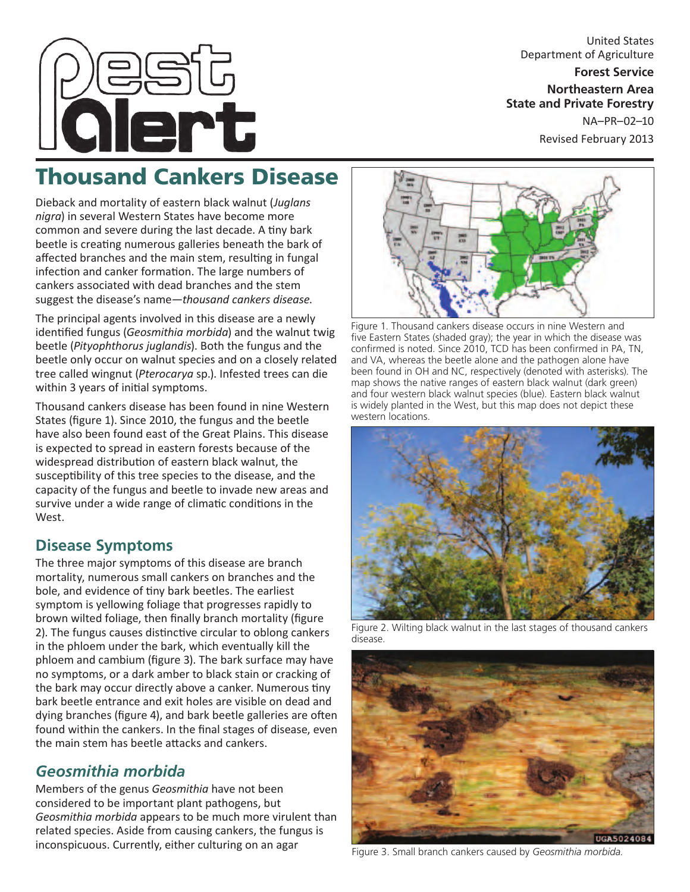Pest Alert

United States Department of Agriculture

**Forest Service**

**Northeastern Area State and Private Forestry**

NA–PR–02–10

Revised February 2013

# Thousand Cankers Disease

Dieback and mortality of eastern black walnut (*Juglans nigra*) in several Western States have become more common and severe during the last decade. A tiny bark beetle is creating numerous galleries beneath the bark of affected branches and the main stem, resulting in fungal infection and canker formation. The large numbers of cankers associated with dead branches and the stem suggest the disease's name—*thousand cankers disease*.

The principal agents involved in this disease are a newly identified fungus (*Geosmithia morbida*) and the walnut twig beetle (*Pityophthorus juglandis*). Both the fungus and the beetle only occur on walnut species and on a closely related tree called wingnut (*Pterocarya* sp.). Infested trees can die within 3 years of initial symptoms.

Thousand cankers disease has been found in nine Western States (figure 1). Since 2010, the fungus and the beetle have also been found east of the Great Plains. This disease is expected to spread in eastern forests because of the widespread distribution of eastern black walnut, the susceptibility of this tree species to the disease, and the capacity of the fungus and beetle to invade new areas and survive under a wide range of climatic conditions in the West.

Figure 1. Thousand cankers disease occurs in nine Western and five Eastern States (shaded gray); the year in which the disease was confirmed is noted. Since 2010, TCD has been confirmed in PA, TN, and VA, whereas the beetle alone and the pathogen alone have been found in OH and NC, respectively (denoted with asterisks). The map shows the native ranges of eastern black walnut (dark green) and four western black walnut species (blue). Eastern black walnut is widely planted in the West, but this map does not depict these western locations.

Figure 2. Wilting black walnut in the last stages of thousand cankers disease.

Figure 3. Small branch cankers caused by *Geosmithia morbida*.

## Disease Symptoms

The three major symptoms of this disease are branch mortality, numerous small cankers on branches and the bole, and evidence of tiny bark beetles. The earliest symptom is yellowing foliage that progresses rapidly to brown wilted foliage, then finally branch mortality (figure 2). The fungus causes distinctive circular to oblong cankers in the phloem under the bark, which eventually kill the phloem and cambium (figure 3). The bark surface may have no symptoms, or a dark amber to black stain or cracking of the bark may occur directly above a canker. Numerous tiny bark beetle entrance and exit holes are visible on dead and dying branches (figure 4), and bark beetle galleries are often found within the cankers. In the final stages of disease, even the main stem has beetle attacks and cankers.

## *Geosmithia morbida*

Members of the genus *Geosmithia* have not been considered to be important plant pathogens, but *Geosmithia morbida* appears to be much more virulent than related species. Aside from causing cankers, the fungus is inconspicuous. Currently, either culturing on an agar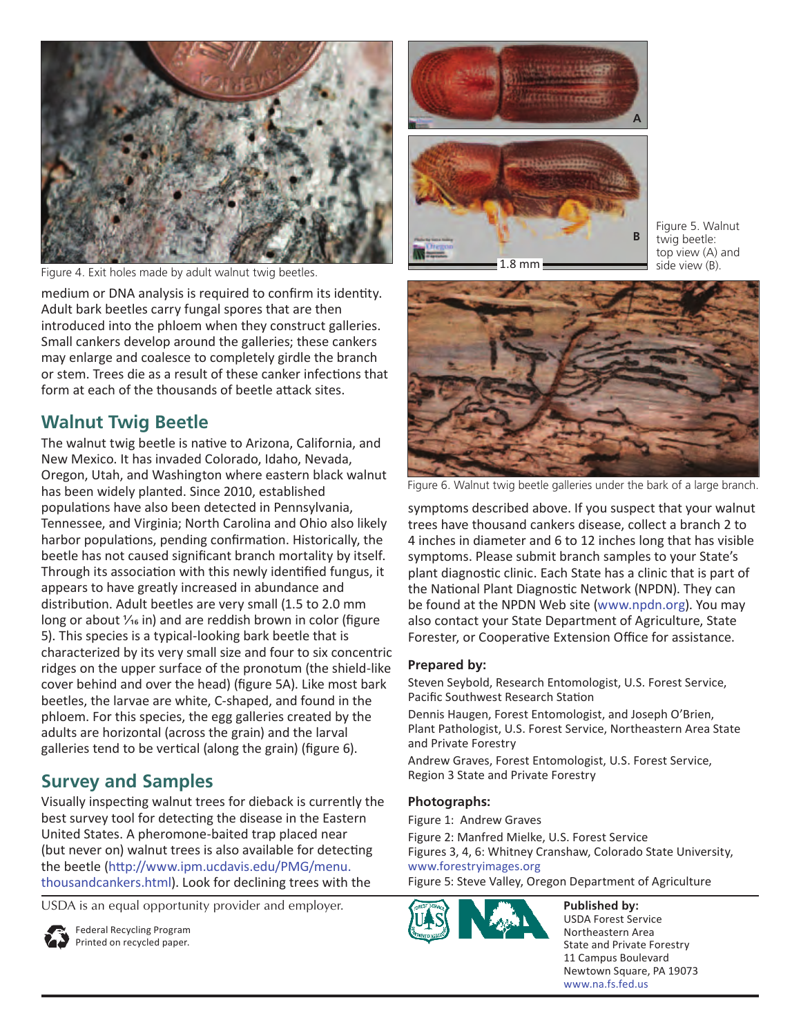Figure 4. Exit holes made by adult walnut twig beetles.

1.8 mm

Figure 5. Walnut twig beetle: top view (A) and side view (B).

Figure 6. Walnut twig beetle galleries under the bark of a large branch.

medium or DNA analysis is required to confirm its identity. Adult bark beetles carry fungal spores that are then introduced into the phloem when they construct galleries. Small cankers develop around the galleries; these cankers may enlarge and coalesce to completely girdle the branch or stem. Trees die as a result of these canker infections that form at each of the thousands of beetle attack sites.

## Walnut Twig Beetle

The walnut twig beetle is native to Arizona, California, and New Mexico. It has invaded Colorado, Idaho, Nevada, Oregon, Utah, and Washington where eastern black walnut has been widely planted. Since 2010, established populations have also been detected in Pennsylvania, Tennessee, and Virginia; North Carolina and Ohio also likely harbor populations, pending confirmation. Historically, the beetle has not caused significant branch mortality by itself. Through its association with this newly identified fungus, it appears to have greatly increased in abundance and distribution. Adult beetles are very small (1.5 to 2.0 mm long or about 1⁄16 in) and are reddish brown in color (figure 5). This species is a typical-looking bark beetle that is characterized by its very small size and four to six concentric ridges on the upper surface of the pronotum (the shield-like cover behind and over the head) (figure 5A). Like most bark beetles, the larvae are white, C-shaped, and found in the phloem. For this species, the egg galleries created by the adults are horizontal (across the grain) and the larval galleries tend to be vertical (along the grain) (figure 6).

## Survey and Samples

Visually inspecting walnut trees for dieback is currently the best survey tool for detecting the disease in the Eastern United States. A pheromone-baited trap placed near (but never on) walnut trees is also available for detecting the beetle (http://www.ipm.ucdavis.edu/PMG/menu.thousandcankers.html). Look for declining trees with the symptoms described above. If you suspect that your walnut trees have thousand cankers disease, collect a branch 2 to 4 inches in diameter and 6 to 12 inches long that has visible symptoms. Please submit branch samples to your State's plant diagnostic clinic. Each State has a clinic that is part of the National Plant Diagnostic Network (NPDN). They can be found at the NPDN Web site (www.npdn.org). You may also contact your State Department of Agriculture, State Forester, or Cooperative Extension Office for assistance.

### Prepared by:

Steven Seybold, Research Entomologist, U.S. Forest Service, Pacific Southwest Research Station

Dennis Haugen, Forest Entomologist, and Joseph O'Brien, Plant Pathologist, U.S. Forest Service, Northeastern Area State and Private Forestry

Andrew Graves, Forest Entomologist, U.S. Forest Service, Region 3 State and Private Forestry

### Photographs:

Figure 1: Andrew Graves

Figure 2: Manfred Mielke, U.S. Forest Service

Figures 3, 4, 6: Whitney Cranshaw, Colorado State University, www.forestryimages.org

Figure 5: Steve Valley, Oregon Department of Agriculture

USDA is an equal opportunity provider and employer.

Federal Recycling Program
Printed on recycled paper.

**Published by:**
USDA Forest Service
Northeastern Area
State and Private Forestry
11 Campus Boulevard
Newtown Square, PA 19073
www.na.fs.fed.us